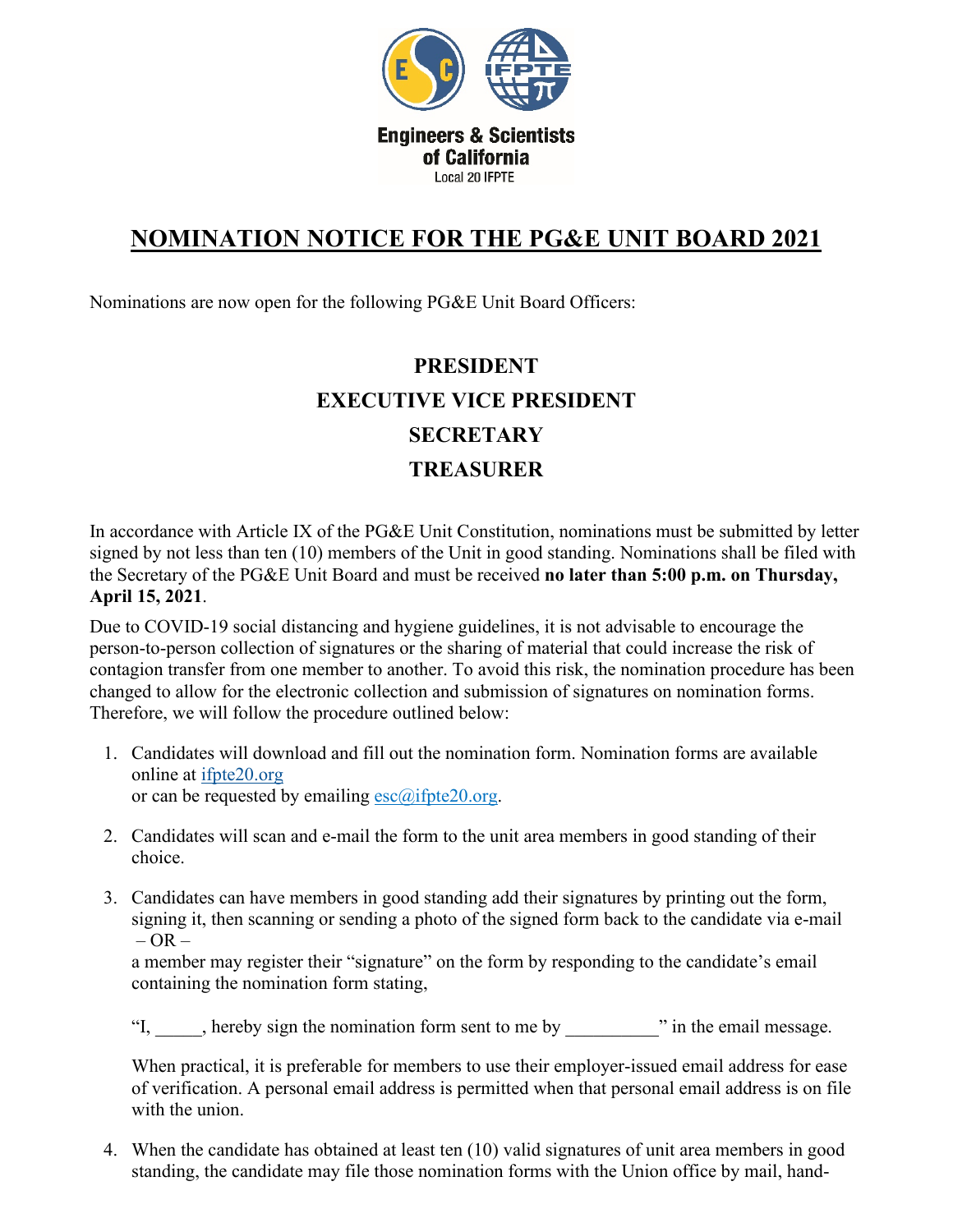Engineers & Scientists of California

Local 20 IFPTE

# NOMINATION NOTICE FOR THE PG&E UNIT BOARD 2021

Nominations are now open for the following PG&E Unit Board Officers:

**PRESIDENT**

**EXECUTIVE VICE PRESIDENT**

**SECRETARY**

**TREASURER**

In accordance with Article IX of the PG&E Unit Constitution, nominations must be submitted by letter signed by not less than ten (10) members of the Unit in good standing. Nominations shall be filed with the Secretary of the PG&E Unit Board and must be received **no later than 5:00 p.m. on Thursday, April 15, 2021**.

Due to COVID-19 social distancing and hygiene guidelines, it is not advisable to encourage the person-to-person collection of signatures or the sharing of material that could increase the risk of contagion transfer from one member to another. To avoid this risk, the nomination procedure has been changed to allow for the electronic collection and submission of signatures on nomination forms. Therefore, we will follow the procedure outlined below:

1. Candidates will download and fill out the nomination form. Nomination forms are available online at ifpte20.org
   or can be requested by emailing esc@ifpte20.org.

2. Candidates will scan and e-mail the form to the unit area members in good standing of their choice.

3. Candidates can have members in good standing add their signatures by printing out the form, signing it, then scanning or sending a photo of the signed form back to the candidate via e-mail – OR –
   a member may register their "signature" on the form by responding to the candidate's email containing the nomination form stating,

   "I, _____, hereby sign the nomination form sent to me by __________" in the email message.

   When practical, it is preferable for members to use their employer-issued email address for ease of verification. A personal email address is permitted when that personal email address is on file with the union.

4. When the candidate has obtained at least ten (10) valid signatures of unit area members in good standing, the candidate may file those nomination forms with the Union office by mail, hand-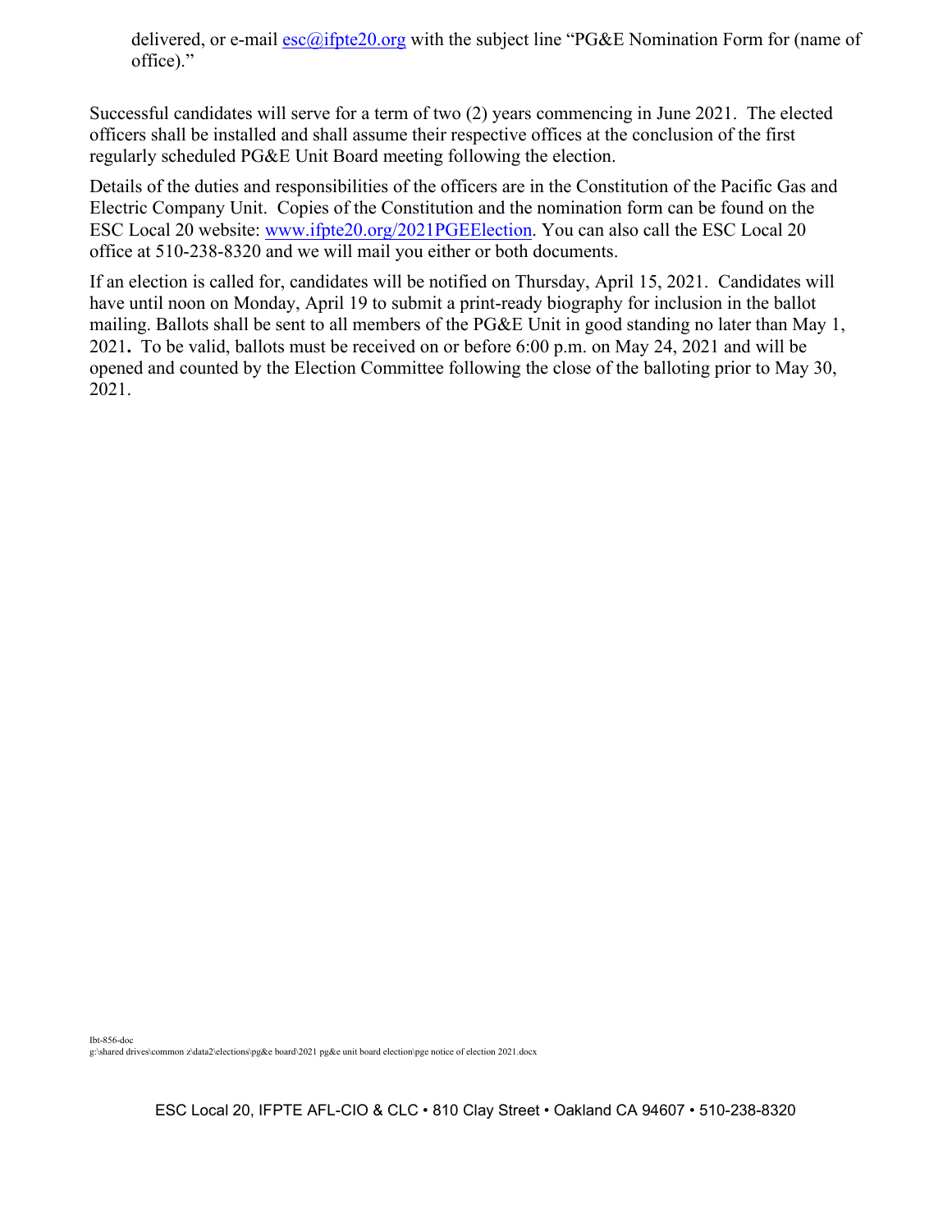delivered, or e-mail esc@ifpte20.org with the subject line "PG&E Nomination Form for (name of office)."

Successful candidates will serve for a term of two (2) years commencing in June 2021. The elected officers shall be installed and shall assume their respective offices at the conclusion of the first regularly scheduled PG&E Unit Board meeting following the election.

Details of the duties and responsibilities of the officers are in the Constitution of the Pacific Gas and Electric Company Unit. Copies of the Constitution and the nomination form can be found on the ESC Local 20 website: www.ifpte20.org/2021PGEElection. You can also call the ESC Local 20 office at 510-238-8320 and we will mail you either or both documents.

If an election is called for, candidates will be notified on Thursday, April 15, 2021. Candidates will have until noon on Monday, April 19 to submit a print-ready biography for inclusion in the ballot mailing. Ballots shall be sent to all members of the PG&E Unit in good standing no later than May 1, 2021**.** To be valid, ballots must be received on or before 6:00 p.m. on May 24, 2021 and will be opened and counted by the Election Committee following the close of the balloting prior to May 30, 2021.

lbt-856-doc
g:\shared drives\common z\data2\elections\pg&e board\2021 pg&e unit board election\pge notice of election 2021.docx

ESC Local 20, IFPTE AFL-CIO & CLC • 810 Clay Street • Oakland CA 94607 • 510-238-8320